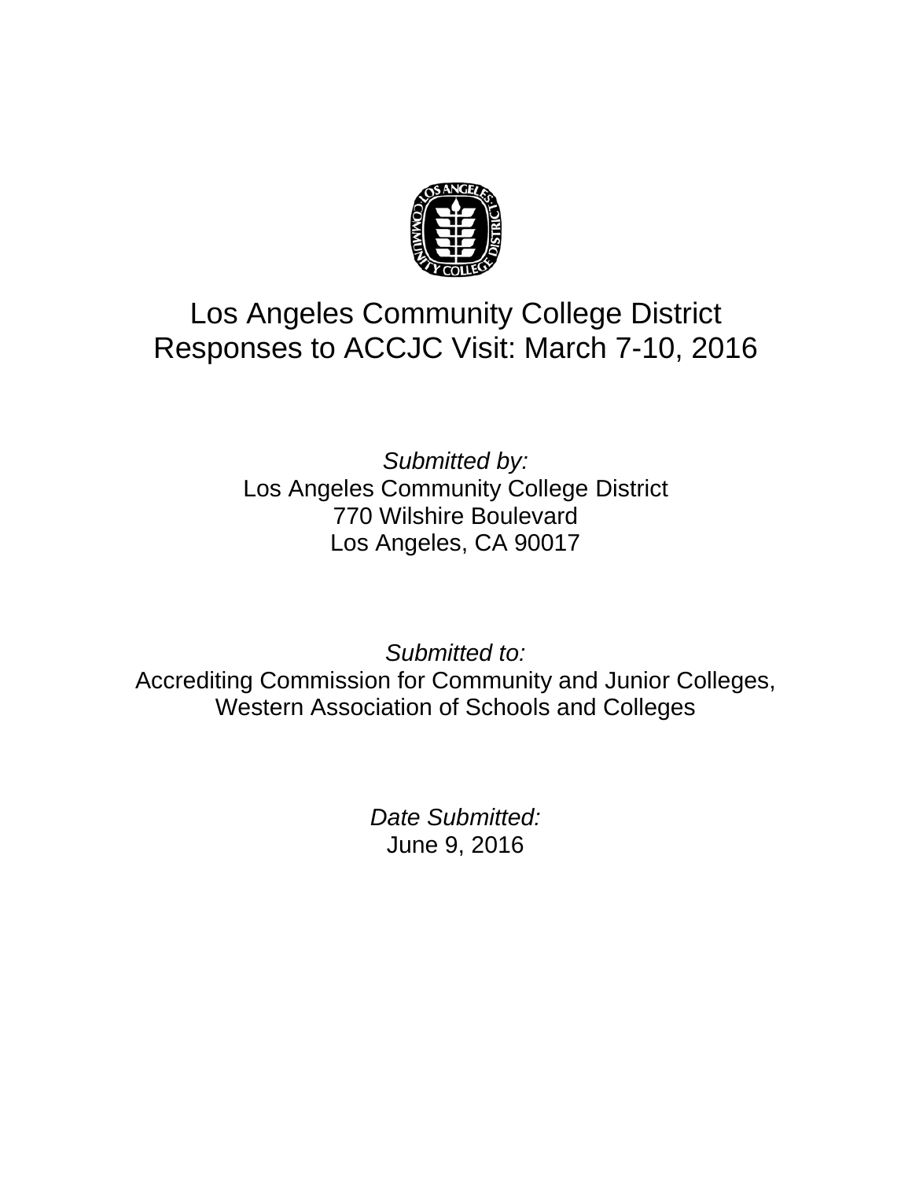# Los Angeles Community College District Responses to ACCJC Visit: March 7-10, 2016

*Submitted by:*
Los Angeles Community College District
770 Wilshire Boulevard
Los Angeles, CA 90017

*Submitted to:*
Accrediting Commission for Community and Junior Colleges, Western Association of Schools and Colleges

*Date Submitted:*
June 9, 2016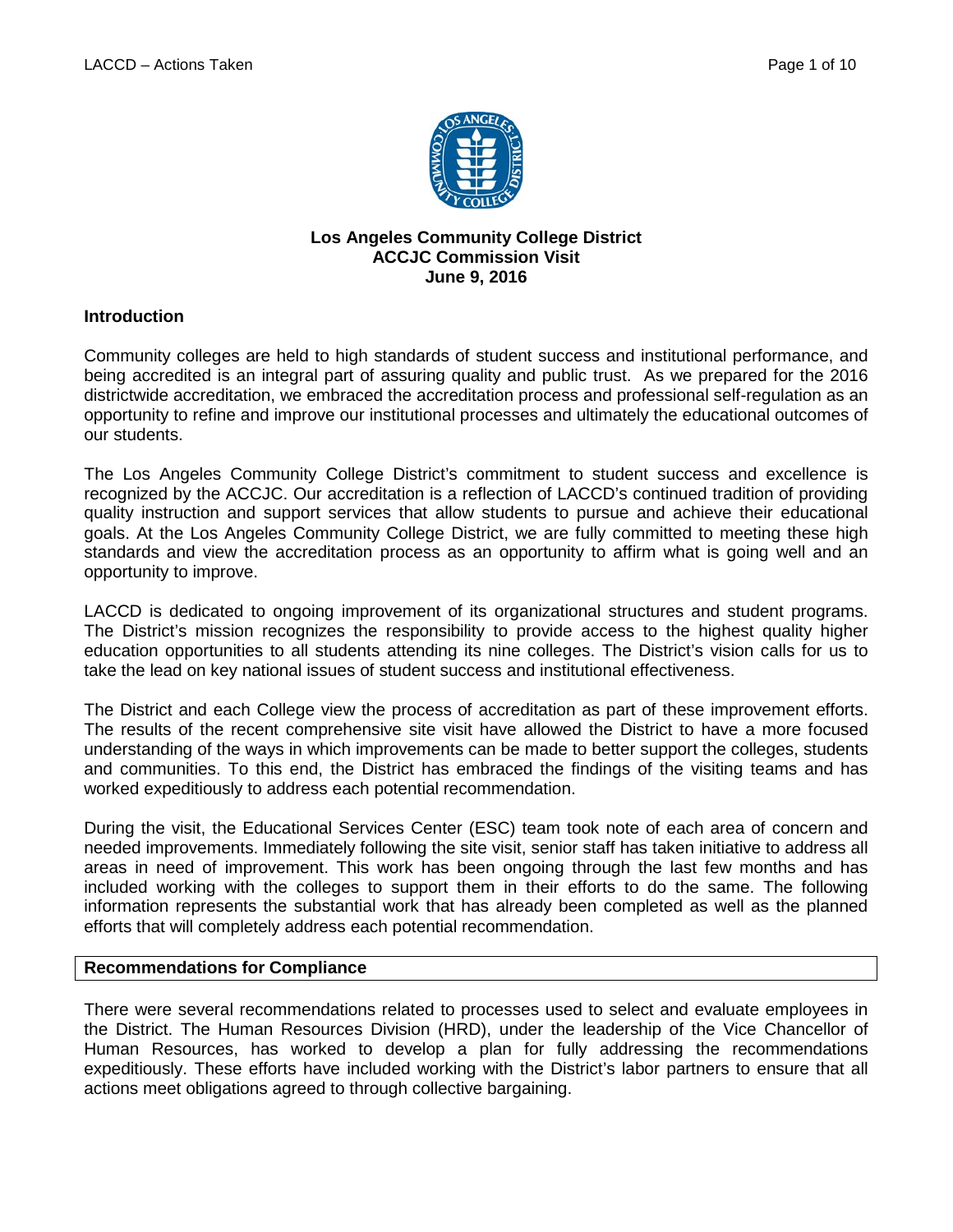**Los Angeles Community College District**
**ACCJC Commission Visit**
**June 9, 2016**

## Introduction

Community colleges are held to high standards of student success and institutional performance, and being accredited is an integral part of assuring quality and public trust. As we prepared for the 2016 districtwide accreditation, we embraced the accreditation process and professional self-regulation as an opportunity to refine and improve our institutional processes and ultimately the educational outcomes of our students.

The Los Angeles Community College District's commitment to student success and excellence is recognized by the ACCJC. Our accreditation is a reflection of LACCD's continued tradition of providing quality instruction and support services that allow students to pursue and achieve their educational goals. At the Los Angeles Community College District, we are fully committed to meeting these high standards and view the accreditation process as an opportunity to affirm what is going well and an opportunity to improve.

LACCD is dedicated to ongoing improvement of its organizational structures and student programs. The District's mission recognizes the responsibility to provide access to the highest quality higher education opportunities to all students attending its nine colleges. The District's vision calls for us to take the lead on key national issues of student success and institutional effectiveness.

The District and each College view the process of accreditation as part of these improvement efforts. The results of the recent comprehensive site visit have allowed the District to have a more focused understanding of the ways in which improvements can be made to better support the colleges, students and communities. To this end, the District has embraced the findings of the visiting teams and has worked expeditiously to address each potential recommendation.

During the visit, the Educational Services Center (ESC) team took note of each area of concern and needed improvements. Immediately following the site visit, senior staff has taken initiative to address all areas in need of improvement. This work has been ongoing through the last few months and has included working with the colleges to support them in their efforts to do the same. The following information represents the substantial work that has already been completed as well as the planned efforts that will completely address each potential recommendation.

## Recommendations for Compliance

There were several recommendations related to processes used to select and evaluate employees in the District. The Human Resources Division (HRD), under the leadership of the Vice Chancellor of Human Resources, has worked to develop a plan for fully addressing the recommendations expeditiously. These efforts have included working with the District's labor partners to ensure that all actions meet obligations agreed to through collective bargaining.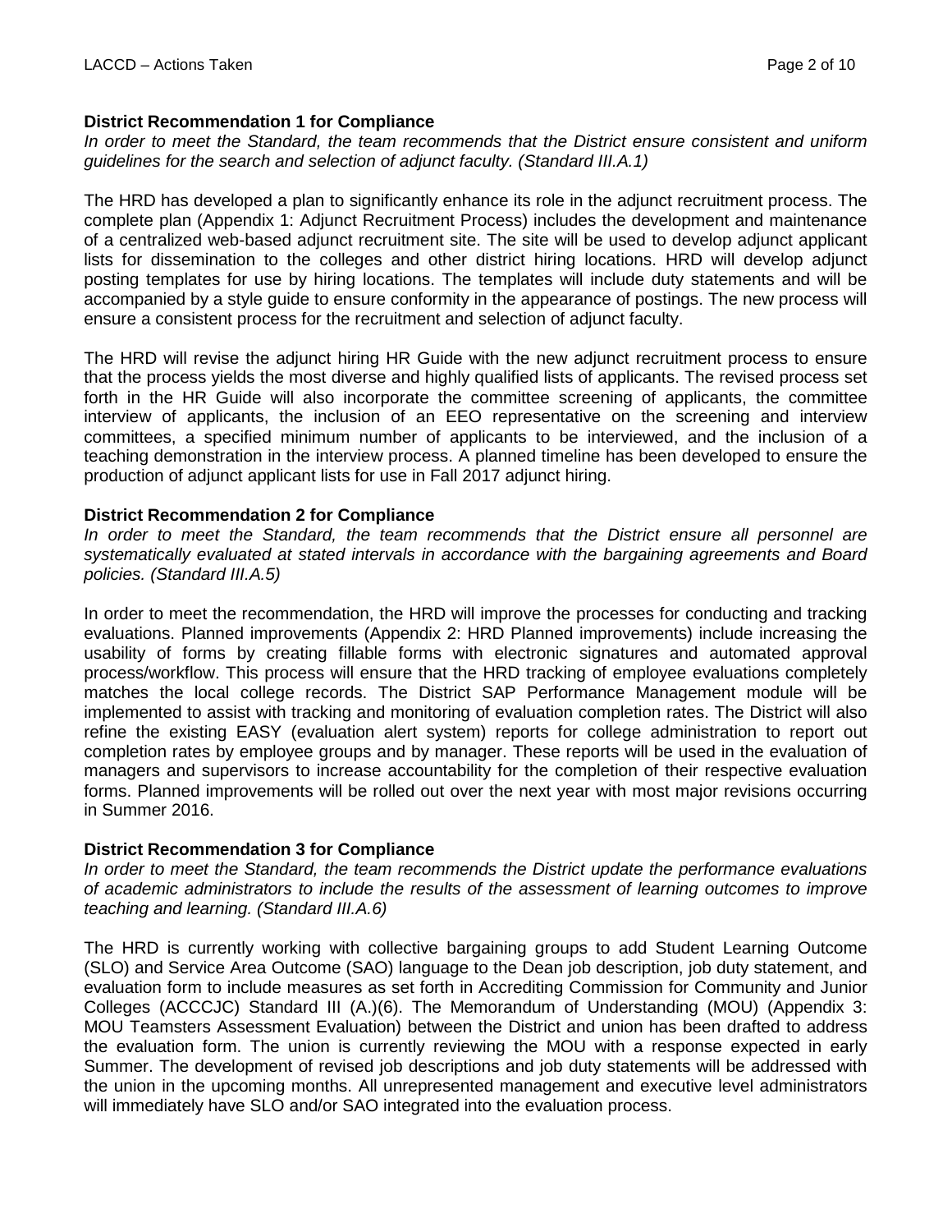**District Recommendation 1 for Compliance**

*In order to meet the Standard, the team recommends that the District ensure consistent and uniform guidelines for the search and selection of adjunct faculty. (Standard III.A.1)*

The HRD has developed a plan to significantly enhance its role in the adjunct recruitment process. The complete plan (Appendix 1: Adjunct Recruitment Process) includes the development and maintenance of a centralized web-based adjunct recruitment site. The site will be used to develop adjunct applicant lists for dissemination to the colleges and other district hiring locations. HRD will develop adjunct posting templates for use by hiring locations. The templates will include duty statements and will be accompanied by a style guide to ensure conformity in the appearance of postings. The new process will ensure a consistent process for the recruitment and selection of adjunct faculty.

The HRD will revise the adjunct hiring HR Guide with the new adjunct recruitment process to ensure that the process yields the most diverse and highly qualified lists of applicants. The revised process set forth in the HR Guide will also incorporate the committee screening of applicants, the committee interview of applicants, the inclusion of an EEO representative on the screening and interview committees, a specified minimum number of applicants to be interviewed, and the inclusion of a teaching demonstration in the interview process. A planned timeline has been developed to ensure the production of adjunct applicant lists for use in Fall 2017 adjunct hiring.

**District Recommendation 2 for Compliance**

*In order to meet the Standard, the team recommends that the District ensure all personnel are systematically evaluated at stated intervals in accordance with the bargaining agreements and Board policies. (Standard III.A.5)*

In order to meet the recommendation, the HRD will improve the processes for conducting and tracking evaluations. Planned improvements (Appendix 2: HRD Planned improvements) include increasing the usability of forms by creating fillable forms with electronic signatures and automated approval process/workflow. This process will ensure that the HRD tracking of employee evaluations completely matches the local college records. The District SAP Performance Management module will be implemented to assist with tracking and monitoring of evaluation completion rates. The District will also refine the existing EASY (evaluation alert system) reports for college administration to report out completion rates by employee groups and by manager. These reports will be used in the evaluation of managers and supervisors to increase accountability for the completion of their respective evaluation forms. Planned improvements will be rolled out over the next year with most major revisions occurring in Summer 2016.

**District Recommendation 3 for Compliance**

*In order to meet the Standard, the team recommends the District update the performance evaluations of academic administrators to include the results of the assessment of learning outcomes to improve teaching and learning. (Standard III.A.6)*

The HRD is currently working with collective bargaining groups to add Student Learning Outcome (SLO) and Service Area Outcome (SAO) language to the Dean job description, job duty statement, and evaluation form to include measures as set forth in Accrediting Commission for Community and Junior Colleges (ACCCJC) Standard III (A.)(6). The Memorandum of Understanding (MOU) (Appendix 3: MOU Teamsters Assessment Evaluation) between the District and union has been drafted to address the evaluation form. The union is currently reviewing the MOU with a response expected in early Summer. The development of revised job descriptions and job duty statements will be addressed with the union in the upcoming months. All unrepresented management and executive level administrators will immediately have SLO and/or SAO integrated into the evaluation process.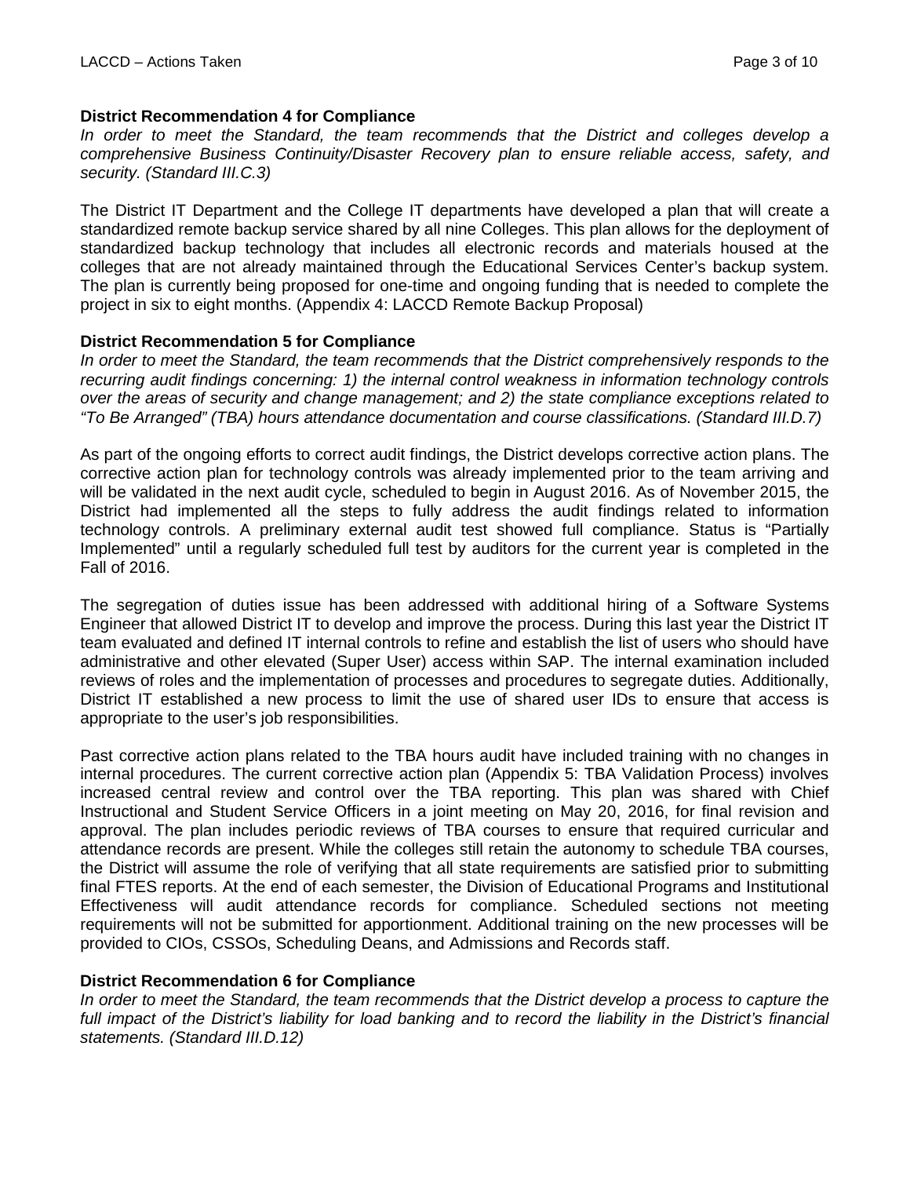**District Recommendation 4 for Compliance**

*In order to meet the Standard, the team recommends that the District and colleges develop a comprehensive Business Continuity/Disaster Recovery plan to ensure reliable access, safety, and security. (Standard III.C.3)*

The District IT Department and the College IT departments have developed a plan that will create a standardized remote backup service shared by all nine Colleges. This plan allows for the deployment of standardized backup technology that includes all electronic records and materials housed at the colleges that are not already maintained through the Educational Services Center's backup system. The plan is currently being proposed for one-time and ongoing funding that is needed to complete the project in six to eight months. (Appendix 4: LACCD Remote Backup Proposal)

**District Recommendation 5 for Compliance**

*In order to meet the Standard, the team recommends that the District comprehensively responds to the recurring audit findings concerning: 1) the internal control weakness in information technology controls over the areas of security and change management; and 2) the state compliance exceptions related to "To Be Arranged" (TBA) hours attendance documentation and course classifications. (Standard III.D.7)*

As part of the ongoing efforts to correct audit findings, the District develops corrective action plans. The corrective action plan for technology controls was already implemented prior to the team arriving and will be validated in the next audit cycle, scheduled to begin in August 2016. As of November 2015, the District had implemented all the steps to fully address the audit findings related to information technology controls. A preliminary external audit test showed full compliance. Status is "Partially Implemented" until a regularly scheduled full test by auditors for the current year is completed in the Fall of 2016.

The segregation of duties issue has been addressed with additional hiring of a Software Systems Engineer that allowed District IT to develop and improve the process. During this last year the District IT team evaluated and defined IT internal controls to refine and establish the list of users who should have administrative and other elevated (Super User) access within SAP. The internal examination included reviews of roles and the implementation of processes and procedures to segregate duties. Additionally, District IT established a new process to limit the use of shared user IDs to ensure that access is appropriate to the user's job responsibilities.

Past corrective action plans related to the TBA hours audit have included training with no changes in internal procedures. The current corrective action plan (Appendix 5: TBA Validation Process) involves increased central review and control over the TBA reporting. This plan was shared with Chief Instructional and Student Service Officers in a joint meeting on May 20, 2016, for final revision and approval. The plan includes periodic reviews of TBA courses to ensure that required curricular and attendance records are present. While the colleges still retain the autonomy to schedule TBA courses, the District will assume the role of verifying that all state requirements are satisfied prior to submitting final FTES reports. At the end of each semester, the Division of Educational Programs and Institutional Effectiveness will audit attendance records for compliance. Scheduled sections not meeting requirements will not be submitted for apportionment. Additional training on the new processes will be provided to CIOs, CSSOs, Scheduling Deans, and Admissions and Records staff.

**District Recommendation 6 for Compliance**

*In order to meet the Standard, the team recommends that the District develop a process to capture the full impact of the District's liability for load banking and to record the liability in the District's financial statements. (Standard III.D.12)*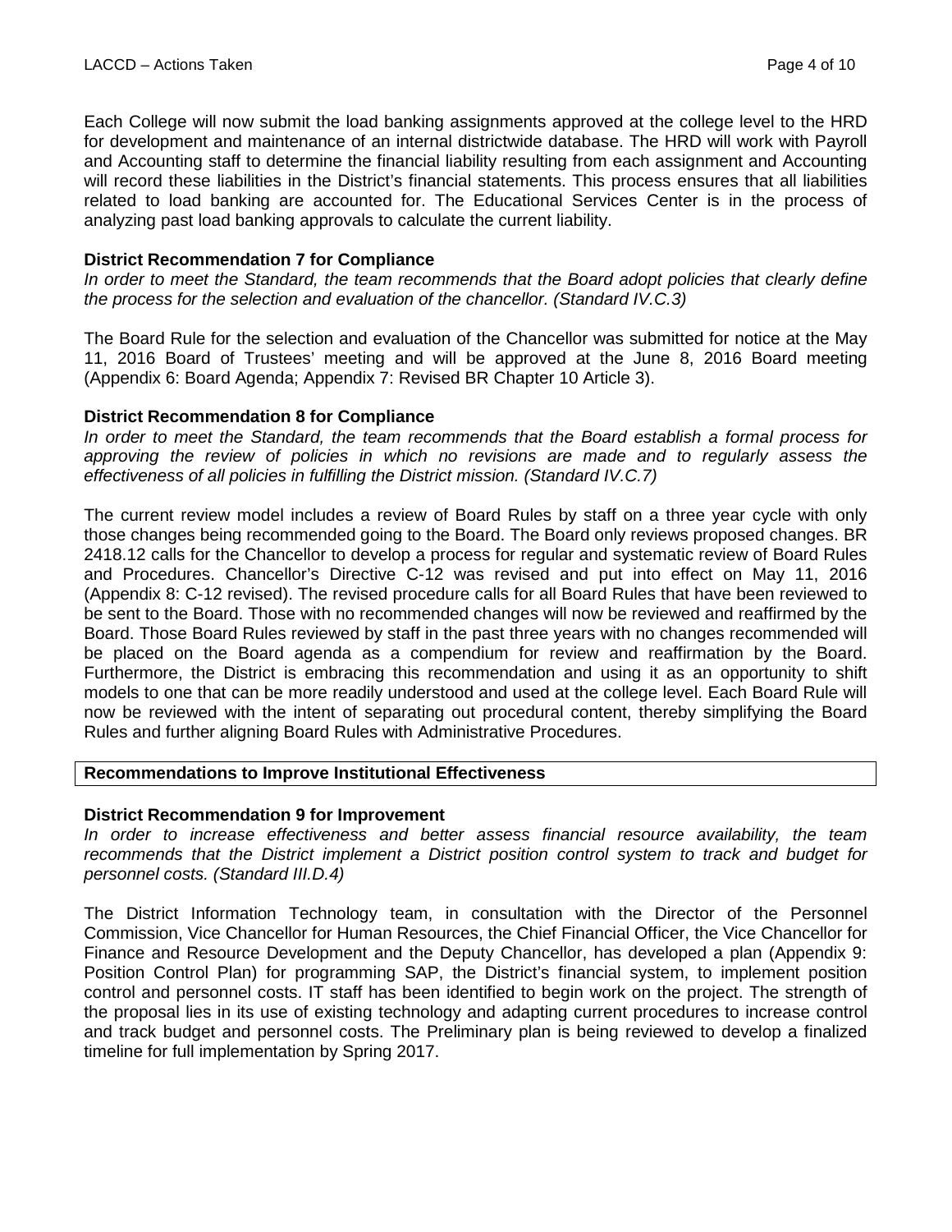Each College will now submit the load banking assignments approved at the college level to the HRD for development and maintenance of an internal districtwide database. The HRD will work with Payroll and Accounting staff to determine the financial liability resulting from each assignment and Accounting will record these liabilities in the District's financial statements. This process ensures that all liabilities related to load banking are accounted for. The Educational Services Center is in the process of analyzing past load banking approvals to calculate the current liability.

**District Recommendation 7 for Compliance**

*In order to meet the Standard, the team recommends that the Board adopt policies that clearly define the process for the selection and evaluation of the chancellor. (Standard IV.C.3)*

The Board Rule for the selection and evaluation of the Chancellor was submitted for notice at the May 11, 2016 Board of Trustees' meeting and will be approved at the June 8, 2016 Board meeting (Appendix 6: Board Agenda; Appendix 7: Revised BR Chapter 10 Article 3).

**District Recommendation 8 for Compliance**

*In order to meet the Standard, the team recommends that the Board establish a formal process for approving the review of policies in which no revisions are made and to regularly assess the effectiveness of all policies in fulfilling the District mission. (Standard IV.C.7)*

The current review model includes a review of Board Rules by staff on a three year cycle with only those changes being recommended going to the Board. The Board only reviews proposed changes. BR 2418.12 calls for the Chancellor to develop a process for regular and systematic review of Board Rules and Procedures. Chancellor's Directive C-12 was revised and put into effect on May 11, 2016 (Appendix 8: C-12 revised). The revised procedure calls for all Board Rules that have been reviewed to be sent to the Board. Those with no recommended changes will now be reviewed and reaffirmed by the Board. Those Board Rules reviewed by staff in the past three years with no changes recommended will be placed on the Board agenda as a compendium for review and reaffirmation by the Board. Furthermore, the District is embracing this recommendation and using it as an opportunity to shift models to one that can be more readily understood and used at the college level. Each Board Rule will now be reviewed with the intent of separating out procedural content, thereby simplifying the Board Rules and further aligning Board Rules with Administrative Procedures.

## Recommendations to Improve Institutional Effectiveness

**District Recommendation 9 for Improvement**

*In order to increase effectiveness and better assess financial resource availability, the team recommends that the District implement a District position control system to track and budget for personnel costs. (Standard III.D.4)*

The District Information Technology team, in consultation with the Director of the Personnel Commission, Vice Chancellor for Human Resources, the Chief Financial Officer, the Vice Chancellor for Finance and Resource Development and the Deputy Chancellor, has developed a plan (Appendix 9: Position Control Plan) for programming SAP, the District's financial system, to implement position control and personnel costs. IT staff has been identified to begin work on the project. The strength of the proposal lies in its use of existing technology and adapting current procedures to increase control and track budget and personnel costs. The Preliminary plan is being reviewed to develop a finalized timeline for full implementation by Spring 2017.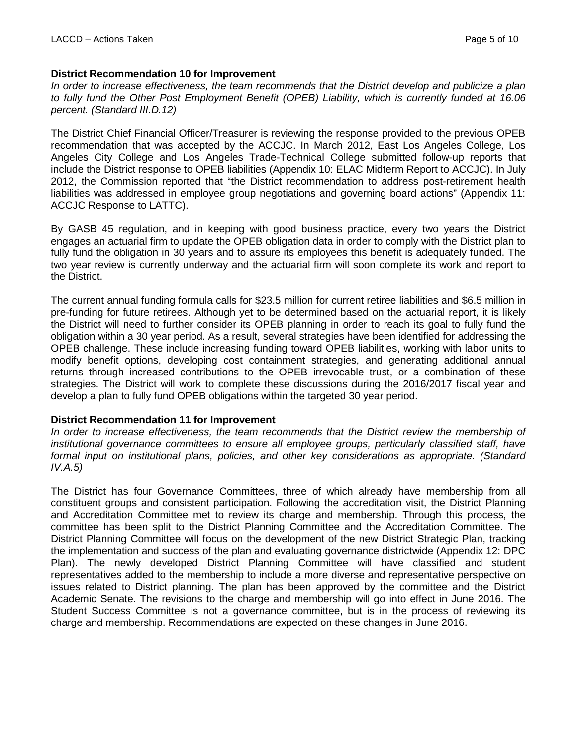**District Recommendation 10 for Improvement**

*In order to increase effectiveness, the team recommends that the District develop and publicize a plan to fully fund the Other Post Employment Benefit (OPEB) Liability, which is currently funded at 16.06 percent. (Standard III.D.12)*

The District Chief Financial Officer/Treasurer is reviewing the response provided to the previous OPEB recommendation that was accepted by the ACCJC. In March 2012, East Los Angeles College, Los Angeles City College and Los Angeles Trade-Technical College submitted follow-up reports that include the District response to OPEB liabilities (Appendix 10: ELAC Midterm Report to ACCJC). In July 2012, the Commission reported that "the District recommendation to address post-retirement health liabilities was addressed in employee group negotiations and governing board actions" (Appendix 11: ACCJC Response to LATTC).

By GASB 45 regulation, and in keeping with good business practice, every two years the District engages an actuarial firm to update the OPEB obligation data in order to comply with the District plan to fully fund the obligation in 30 years and to assure its employees this benefit is adequately funded. The two year review is currently underway and the actuarial firm will soon complete its work and report to the District.

The current annual funding formula calls for $23.5 million for current retiree liabilities and $6.5 million in pre-funding for future retirees. Although yet to be determined based on the actuarial report, it is likely the District will need to further consider its OPEB planning in order to reach its goal to fully fund the obligation within a 30 year period. As a result, several strategies have been identified for addressing the OPEB challenge. These include increasing funding toward OPEB liabilities, working with labor units to modify benefit options, developing cost containment strategies, and generating additional annual returns through increased contributions to the OPEB irrevocable trust, or a combination of these strategies. The District will work to complete these discussions during the 2016/2017 fiscal year and develop a plan to fully fund OPEB obligations within the targeted 30 year period.

**District Recommendation 11 for Improvement**

*In order to increase effectiveness, the team recommends that the District review the membership of institutional governance committees to ensure all employee groups, particularly classified staff, have formal input on institutional plans, policies, and other key considerations as appropriate. (Standard IV.A.5)*

The District has four Governance Committees, three of which already have membership from all constituent groups and consistent participation. Following the accreditation visit, the District Planning and Accreditation Committee met to review its charge and membership. Through this process, the committee has been split to the District Planning Committee and the Accreditation Committee. The District Planning Committee will focus on the development of the new District Strategic Plan, tracking the implementation and success of the plan and evaluating governance districtwide (Appendix 12: DPC Plan). The newly developed District Planning Committee will have classified and student representatives added to the membership to include a more diverse and representative perspective on issues related to District planning. The plan has been approved by the committee and the District Academic Senate. The revisions to the charge and membership will go into effect in June 2016. The Student Success Committee is not a governance committee, but is in the process of reviewing its charge and membership. Recommendations are expected on these changes in June 2016.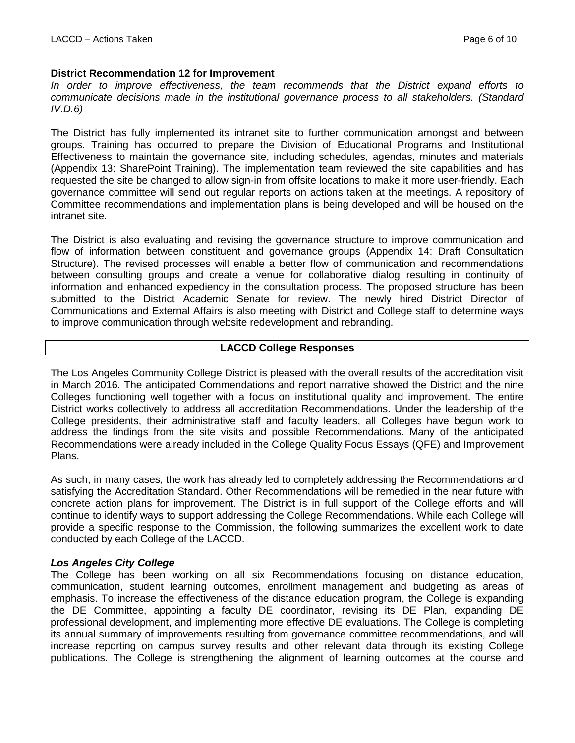**District Recommendation 12 for Improvement**

*In order to improve effectiveness, the team recommends that the District expand efforts to communicate decisions made in the institutional governance process to all stakeholders. (Standard IV.D.6)*

The District has fully implemented its intranet site to further communication amongst and between groups. Training has occurred to prepare the Division of Educational Programs and Institutional Effectiveness to maintain the governance site, including schedules, agendas, minutes and materials (Appendix 13: SharePoint Training). The implementation team reviewed the site capabilities and has requested the site be changed to allow sign-in from offsite locations to make it more user-friendly. Each governance committee will send out regular reports on actions taken at the meetings. A repository of Committee recommendations and implementation plans is being developed and will be housed on the intranet site.

The District is also evaluating and revising the governance structure to improve communication and flow of information between constituent and governance groups (Appendix 14: Draft Consultation Structure). The revised processes will enable a better flow of communication and recommendations between consulting groups and create a venue for collaborative dialog resulting in continuity of information and enhanced expediency in the consultation process. The proposed structure has been submitted to the District Academic Senate for review. The newly hired District Director of Communications and External Affairs is also meeting with District and College staff to determine ways to improve communication through website redevelopment and rebranding.

## LACCD College Responses

The Los Angeles Community College District is pleased with the overall results of the accreditation visit in March 2016. The anticipated Commendations and report narrative showed the District and the nine Colleges functioning well together with a focus on institutional quality and improvement. The entire District works collectively to address all accreditation Recommendations. Under the leadership of the College presidents, their administrative staff and faculty leaders, all Colleges have begun work to address the findings from the site visits and possible Recommendations. Many of the anticipated Recommendations were already included in the College Quality Focus Essays (QFE) and Improvement Plans.

As such, in many cases, the work has already led to completely addressing the Recommendations and satisfying the Accreditation Standard. Other Recommendations will be remedied in the near future with concrete action plans for improvement. The District is in full support of the College efforts and will continue to identify ways to support addressing the College Recommendations. While each College will provide a specific response to the Commission, the following summarizes the excellent work to date conducted by each College of the LACCD.

***Los Angeles City College***

The College has been working on all six Recommendations focusing on distance education, communication, student learning outcomes, enrollment management and budgeting as areas of emphasis. To increase the effectiveness of the distance education program, the College is expanding the DE Committee, appointing a faculty DE coordinator, revising its DE Plan, expanding DE professional development, and implementing more effective DE evaluations. The College is completing its annual summary of improvements resulting from governance committee recommendations, and will increase reporting on campus survey results and other relevant data through its existing College publications. The College is strengthening the alignment of learning outcomes at the course and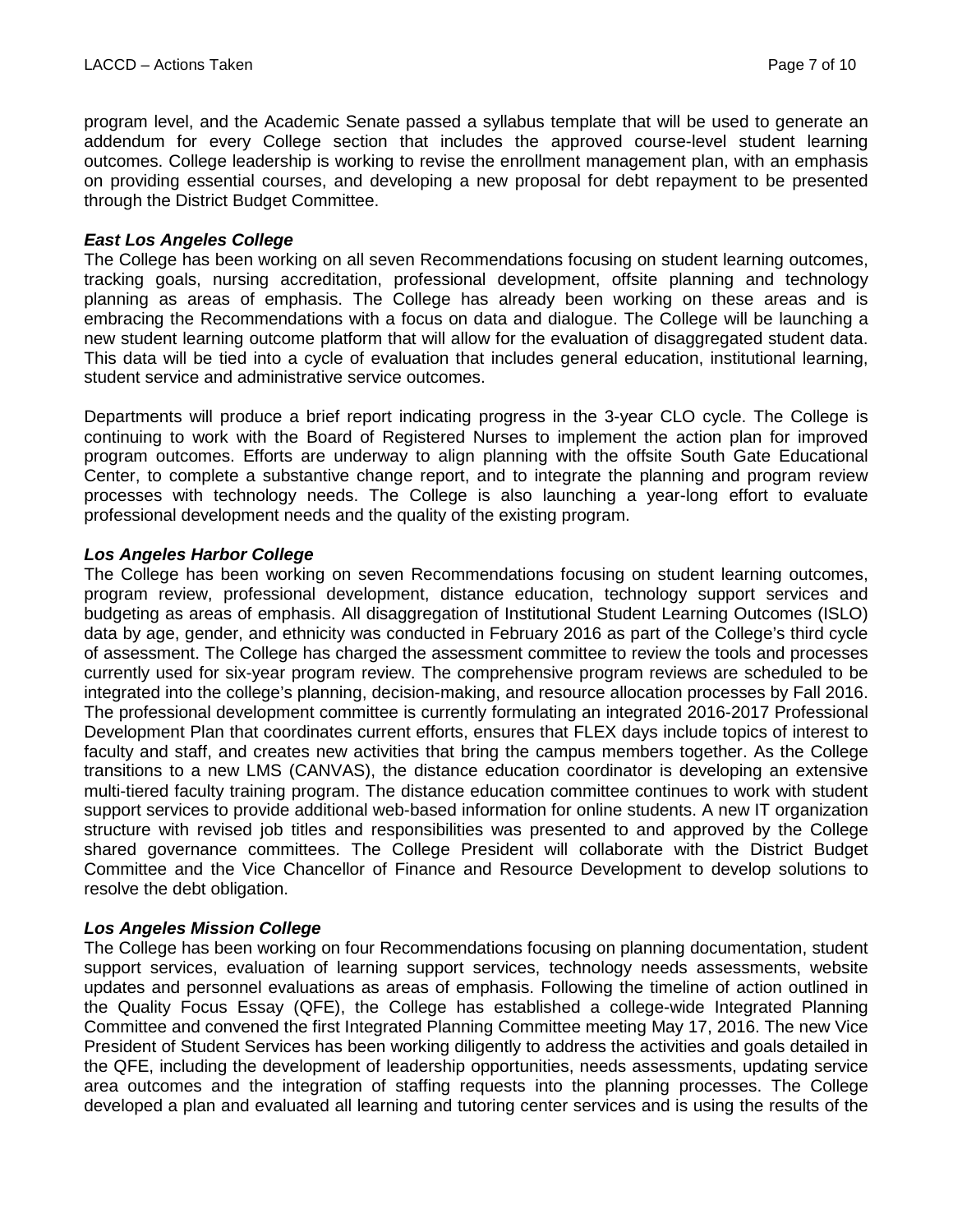program level, and the Academic Senate passed a syllabus template that will be used to generate an addendum for every College section that includes the approved course-level student learning outcomes. College leadership is working to revise the enrollment management plan, with an emphasis on providing essential courses, and developing a new proposal for debt repayment to be presented through the District Budget Committee.

***East Los Angeles College***

The College has been working on all seven Recommendations focusing on student learning outcomes, tracking goals, nursing accreditation, professional development, offsite planning and technology planning as areas of emphasis. The College has already been working on these areas and is embracing the Recommendations with a focus on data and dialogue. The College will be launching a new student learning outcome platform that will allow for the evaluation of disaggregated student data. This data will be tied into a cycle of evaluation that includes general education, institutional learning, student service and administrative service outcomes.

Departments will produce a brief report indicating progress in the 3-year CLO cycle. The College is continuing to work with the Board of Registered Nurses to implement the action plan for improved program outcomes. Efforts are underway to align planning with the offsite South Gate Educational Center, to complete a substantive change report, and to integrate the planning and program review processes with technology needs. The College is also launching a year-long effort to evaluate professional development needs and the quality of the existing program.

***Los Angeles Harbor College***

The College has been working on seven Recommendations focusing on student learning outcomes, program review, professional development, distance education, technology support services and budgeting as areas of emphasis. All disaggregation of Institutional Student Learning Outcomes (ISLO) data by age, gender, and ethnicity was conducted in February 2016 as part of the College's third cycle of assessment. The College has charged the assessment committee to review the tools and processes currently used for six-year program review. The comprehensive program reviews are scheduled to be integrated into the college's planning, decision-making, and resource allocation processes by Fall 2016. The professional development committee is currently formulating an integrated 2016-2017 Professional Development Plan that coordinates current efforts, ensures that FLEX days include topics of interest to faculty and staff, and creates new activities that bring the campus members together. As the College transitions to a new LMS (CANVAS), the distance education coordinator is developing an extensive multi-tiered faculty training program. The distance education committee continues to work with student support services to provide additional web-based information for online students. A new IT organization structure with revised job titles and responsibilities was presented to and approved by the College shared governance committees. The College President will collaborate with the District Budget Committee and the Vice Chancellor of Finance and Resource Development to develop solutions to resolve the debt obligation.

***Los Angeles Mission College***

The College has been working on four Recommendations focusing on planning documentation, student support services, evaluation of learning support services, technology needs assessments, website updates and personnel evaluations as areas of emphasis. Following the timeline of action outlined in the Quality Focus Essay (QFE), the College has established a college-wide Integrated Planning Committee and convened the first Integrated Planning Committee meeting May 17, 2016. The new Vice President of Student Services has been working diligently to address the activities and goals detailed in the QFE, including the development of leadership opportunities, needs assessments, updating service area outcomes and the integration of staffing requests into the planning processes. The College developed a plan and evaluated all learning and tutoring center services and is using the results of the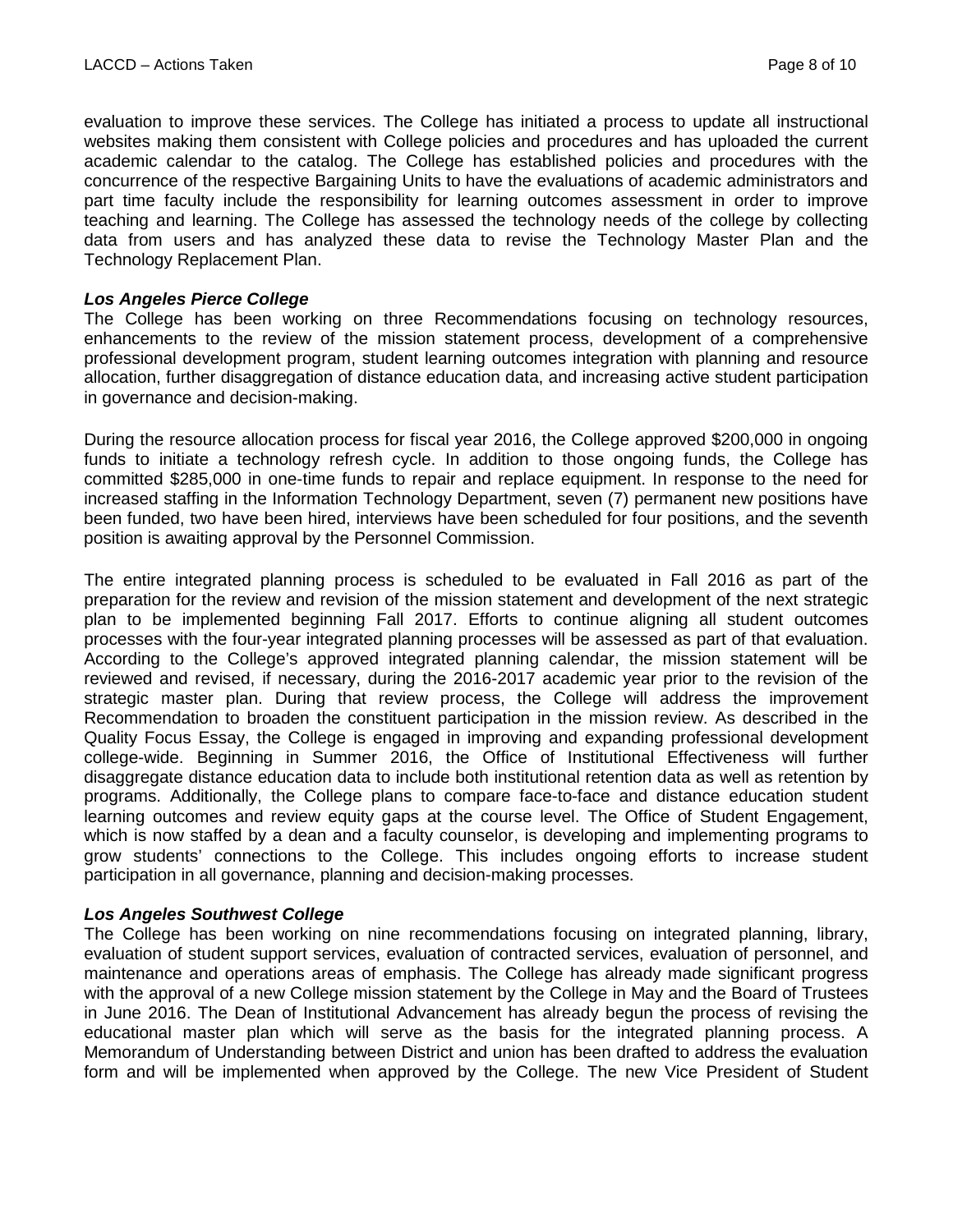evaluation to improve these services. The College has initiated a process to update all instructional websites making them consistent with College policies and procedures and has uploaded the current academic calendar to the catalog. The College has established policies and procedures with the concurrence of the respective Bargaining Units to have the evaluations of academic administrators and part time faculty include the responsibility for learning outcomes assessment in order to improve teaching and learning. The College has assessed the technology needs of the college by collecting data from users and has analyzed these data to revise the Technology Master Plan and the Technology Replacement Plan.

***Los Angeles Pierce College***

The College has been working on three Recommendations focusing on technology resources, enhancements to the review of the mission statement process, development of a comprehensive professional development program, student learning outcomes integration with planning and resource allocation, further disaggregation of distance education data, and increasing active student participation in governance and decision-making.

During the resource allocation process for fiscal year 2016, the College approved $200,000 in ongoing funds to initiate a technology refresh cycle. In addition to those ongoing funds, the College has committed $285,000 in one-time funds to repair and replace equipment. In response to the need for increased staffing in the Information Technology Department, seven (7) permanent new positions have been funded, two have been hired, interviews have been scheduled for four positions, and the seventh position is awaiting approval by the Personnel Commission.

The entire integrated planning process is scheduled to be evaluated in Fall 2016 as part of the preparation for the review and revision of the mission statement and development of the next strategic plan to be implemented beginning Fall 2017. Efforts to continue aligning all student outcomes processes with the four-year integrated planning processes will be assessed as part of that evaluation. According to the College's approved integrated planning calendar, the mission statement will be reviewed and revised, if necessary, during the 2016-2017 academic year prior to the revision of the strategic master plan. During that review process, the College will address the improvement Recommendation to broaden the constituent participation in the mission review. As described in the Quality Focus Essay, the College is engaged in improving and expanding professional development college-wide. Beginning in Summer 2016, the Office of Institutional Effectiveness will further disaggregate distance education data to include both institutional retention data as well as retention by programs. Additionally, the College plans to compare face-to-face and distance education student learning outcomes and review equity gaps at the course level. The Office of Student Engagement, which is now staffed by a dean and a faculty counselor, is developing and implementing programs to grow students' connections to the College. This includes ongoing efforts to increase student participation in all governance, planning and decision-making processes.

***Los Angeles Southwest College***

The College has been working on nine recommendations focusing on integrated planning, library, evaluation of student support services, evaluation of contracted services, evaluation of personnel, and maintenance and operations areas of emphasis. The College has already made significant progress with the approval of a new College mission statement by the College in May and the Board of Trustees in June 2016. The Dean of Institutional Advancement has already begun the process of revising the educational master plan which will serve as the basis for the integrated planning process. A Memorandum of Understanding between District and union has been drafted to address the evaluation form and will be implemented when approved by the College. The new Vice President of Student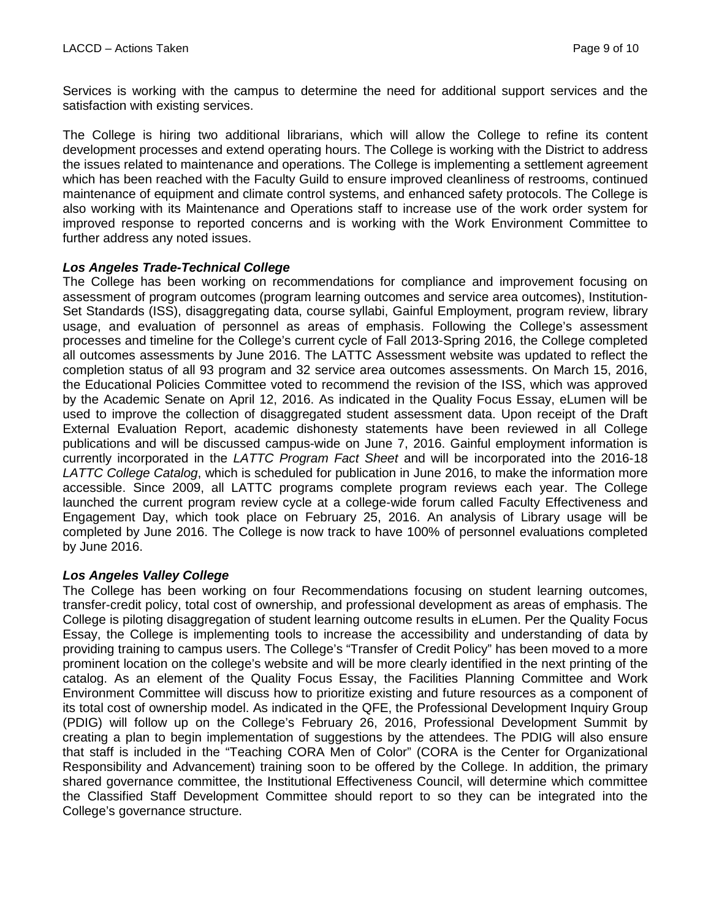Services is working with the campus to determine the need for additional support services and the satisfaction with existing services.

The College is hiring two additional librarians, which will allow the College to refine its content development processes and extend operating hours. The College is working with the District to address the issues related to maintenance and operations. The College is implementing a settlement agreement which has been reached with the Faculty Guild to ensure improved cleanliness of restrooms, continued maintenance of equipment and climate control systems, and enhanced safety protocols. The College is also working with its Maintenance and Operations staff to increase use of the work order system for improved response to reported concerns and is working with the Work Environment Committee to further address any noted issues.

***Los Angeles Trade-Technical College***

The College has been working on recommendations for compliance and improvement focusing on assessment of program outcomes (program learning outcomes and service area outcomes), Institution-Set Standards (ISS), disaggregating data, course syllabi, Gainful Employment, program review, library usage, and evaluation of personnel as areas of emphasis. Following the College's assessment processes and timeline for the College's current cycle of Fall 2013-Spring 2016, the College completed all outcomes assessments by June 2016. The LATTC Assessment website was updated to reflect the completion status of all 93 program and 32 service area outcomes assessments. On March 15, 2016, the Educational Policies Committee voted to recommend the revision of the ISS, which was approved by the Academic Senate on April 12, 2016. As indicated in the Quality Focus Essay, eLumen will be used to improve the collection of disaggregated student assessment data. Upon receipt of the Draft External Evaluation Report, academic dishonesty statements have been reviewed in all College publications and will be discussed campus-wide on June 7, 2016. Gainful employment information is currently incorporated in the *LATTC Program Fact Sheet* and will be incorporated into the 2016-18 *LATTC College Catalog*, which is scheduled for publication in June 2016, to make the information more accessible. Since 2009, all LATTC programs complete program reviews each year. The College launched the current program review cycle at a college-wide forum called Faculty Effectiveness and Engagement Day, which took place on February 25, 2016. An analysis of Library usage will be completed by June 2016. The College is now track to have 100% of personnel evaluations completed by June 2016.

***Los Angeles Valley College***

The College has been working on four Recommendations focusing on student learning outcomes, transfer-credit policy, total cost of ownership, and professional development as areas of emphasis. The College is piloting disaggregation of student learning outcome results in eLumen. Per the Quality Focus Essay, the College is implementing tools to increase the accessibility and understanding of data by providing training to campus users. The College's "Transfer of Credit Policy" has been moved to a more prominent location on the college's website and will be more clearly identified in the next printing of the catalog. As an element of the Quality Focus Essay, the Facilities Planning Committee and Work Environment Committee will discuss how to prioritize existing and future resources as a component of its total cost of ownership model. As indicated in the QFE, the Professional Development Inquiry Group (PDIG) will follow up on the College's February 26, 2016, Professional Development Summit by creating a plan to begin implementation of suggestions by the attendees. The PDIG will also ensure that staff is included in the "Teaching CORA Men of Color" (CORA is the Center for Organizational Responsibility and Advancement) training soon to be offered by the College. In addition, the primary shared governance committee, the Institutional Effectiveness Council, will determine which committee the Classified Staff Development Committee should report to so they can be integrated into the College's governance structure.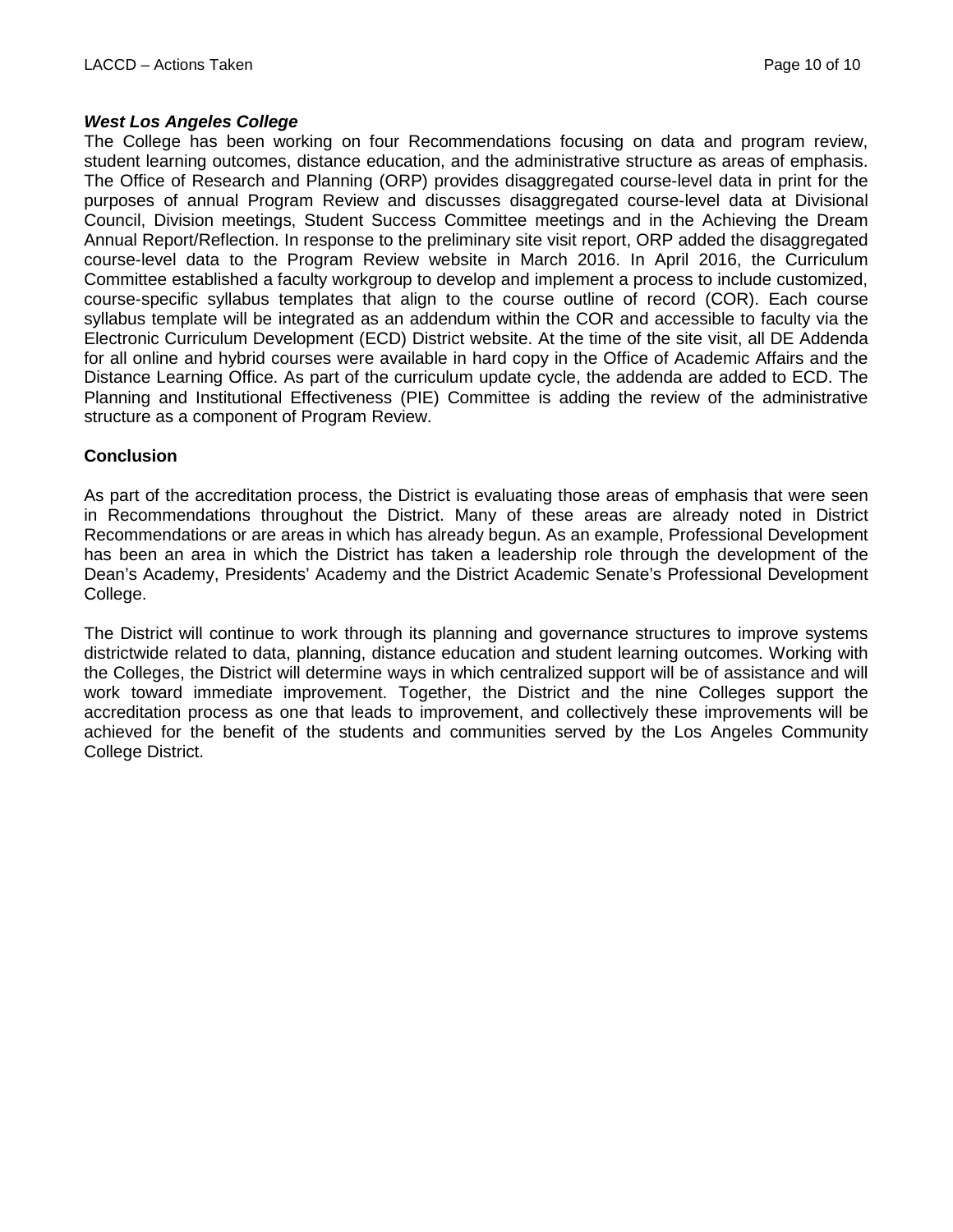***West Los Angeles College***

The College has been working on four Recommendations focusing on data and program review, student learning outcomes, distance education, and the administrative structure as areas of emphasis. The Office of Research and Planning (ORP) provides disaggregated course-level data in print for the purposes of annual Program Review and discusses disaggregated course-level data at Divisional Council, Division meetings, Student Success Committee meetings and in the Achieving the Dream Annual Report/Reflection. In response to the preliminary site visit report, ORP added the disaggregated course-level data to the Program Review website in March 2016. In April 2016, the Curriculum Committee established a faculty workgroup to develop and implement a process to include customized, course-specific syllabus templates that align to the course outline of record (COR). Each course syllabus template will be integrated as an addendum within the COR and accessible to faculty via the Electronic Curriculum Development (ECD) District website. At the time of the site visit, all DE Addenda for all online and hybrid courses were available in hard copy in the Office of Academic Affairs and the Distance Learning Office. As part of the curriculum update cycle, the addenda are added to ECD. The Planning and Institutional Effectiveness (PIE) Committee is adding the review of the administrative structure as a component of Program Review.

## Conclusion

As part of the accreditation process, the District is evaluating those areas of emphasis that were seen in Recommendations throughout the District. Many of these areas are already noted in District Recommendations or are areas in which has already begun. As an example, Professional Development has been an area in which the District has taken a leadership role through the development of the Dean's Academy, Presidents' Academy and the District Academic Senate's Professional Development College.

The District will continue to work through its planning and governance structures to improve systems districtwide related to data, planning, distance education and student learning outcomes. Working with the Colleges, the District will determine ways in which centralized support will be of assistance and will work toward immediate improvement. Together, the District and the nine Colleges support the accreditation process as one that leads to improvement, and collectively these improvements will be achieved for the benefit of the students and communities served by the Los Angeles Community College District.